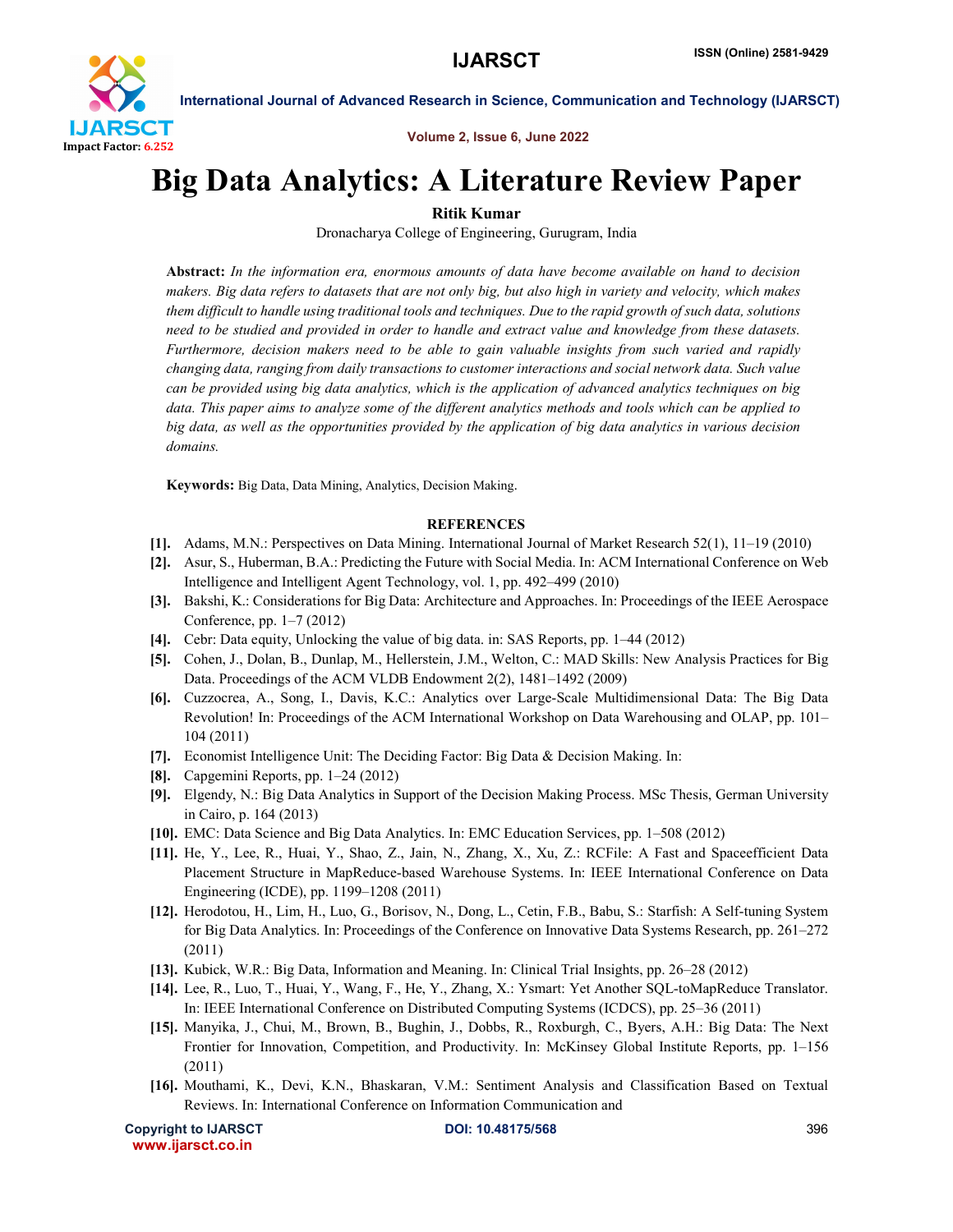# Big Data Analytics: A Literature Review Paper

**Ritik Kumar**

Dronacharya College of Engineering, Gurugram, India

**Abstract:** *In the information era, enormous amounts of data have become available on hand to decision makers. Big data refers to datasets that are not only big, but also high in variety and velocity, which makes them difficult to handle using traditional tools and techniques. Due to the rapid growth of such data, solutions need to be studied and provided in order to handle and extract value and knowledge from these datasets. Furthermore, decision makers need to be able to gain valuable insights from such varied and rapidly changing data, ranging from daily transactions to customer interactions and social network data. Such value can be provided using big data analytics, which is the application of advanced analytics techniques on big data. This paper aims to analyze some of the different analytics methods and tools which can be applied to big data, as well as the opportunities provided by the application of big data analytics in various decision domains.*

**Keywords:** Big Data, Data Mining, Analytics, Decision Making.

## REFERENCES

- **[1].** Adams, M.N.: Perspectives on Data Mining. International Journal of Market Research 52(1), 11–19 (2010)
- **[2].** Asur, S., Huberman, B.A.: Predicting the Future with Social Media. In: ACM International Conference on Web Intelligence and Intelligent Agent Technology, vol. 1, pp. 492–499 (2010)
- **[3].** Bakshi, K.: Considerations for Big Data: Architecture and Approaches. In: Proceedings of the IEEE Aerospace Conference, pp. 1–7 (2012)
- **[4].** Cebr: Data equity, Unlocking the value of big data. in: SAS Reports, pp. 1–44 (2012)
- **[5].** Cohen, J., Dolan, B., Dunlap, M., Hellerstein, J.M., Welton, C.: MAD Skills: New Analysis Practices for Big Data. Proceedings of the ACM VLDB Endowment 2(2), 1481–1492 (2009)
- **[6].** Cuzzocrea, A., Song, I., Davis, K.C.: Analytics over Large-Scale Multidimensional Data: The Big Data Revolution! In: Proceedings of the ACM International Workshop on Data Warehousing and OLAP, pp. 101–104 (2011)
- **[7].** Economist Intelligence Unit: The Deciding Factor: Big Data & Decision Making. In:
- **[8].** Capgemini Reports, pp. 1–24 (2012)
- **[9].** Elgendy, N.: Big Data Analytics in Support of the Decision Making Process. MSc Thesis, German University in Cairo, p. 164 (2013)
- **[10].** EMC: Data Science and Big Data Analytics. In: EMC Education Services, pp. 1–508 (2012)
- **[11].** He, Y., Lee, R., Huai, Y., Shao, Z., Jain, N., Zhang, X., Xu, Z.: RCFile: A Fast and Spaceefficient Data Placement Structure in MapReduce-based Warehouse Systems. In: IEEE International Conference on Data Engineering (ICDE), pp. 1199–1208 (2011)
- **[12].** Herodotou, H., Lim, H., Luo, G., Borisov, N., Dong, L., Cetin, F.B., Babu, S.: Starfish: A Self-tuning System for Big Data Analytics. In: Proceedings of the Conference on Innovative Data Systems Research, pp. 261–272 (2011)
- **[13].** Kubick, W.R.: Big Data, Information and Meaning. In: Clinical Trial Insights, pp. 26–28 (2012)
- **[14].** Lee, R., Luo, T., Huai, Y., Wang, F., He, Y., Zhang, X.: Ysmart: Yet Another SQL-toMapReduce Translator. In: IEEE International Conference on Distributed Computing Systems (ICDCS), pp. 25–36 (2011)
- **[15].** Manyika, J., Chui, M., Brown, B., Bughin, J., Dobbs, R., Roxburgh, C., Byers, A.H.: Big Data: The Next Frontier for Innovation, Competition, and Productivity. In: McKinsey Global Institute Reports, pp. 1–156 (2011)
- **[16].** Mouthami, K., Devi, K.N., Bhaskaran, V.M.: Sentiment Analysis and Classification Based on Textual Reviews. In: International Conference on Information Communication and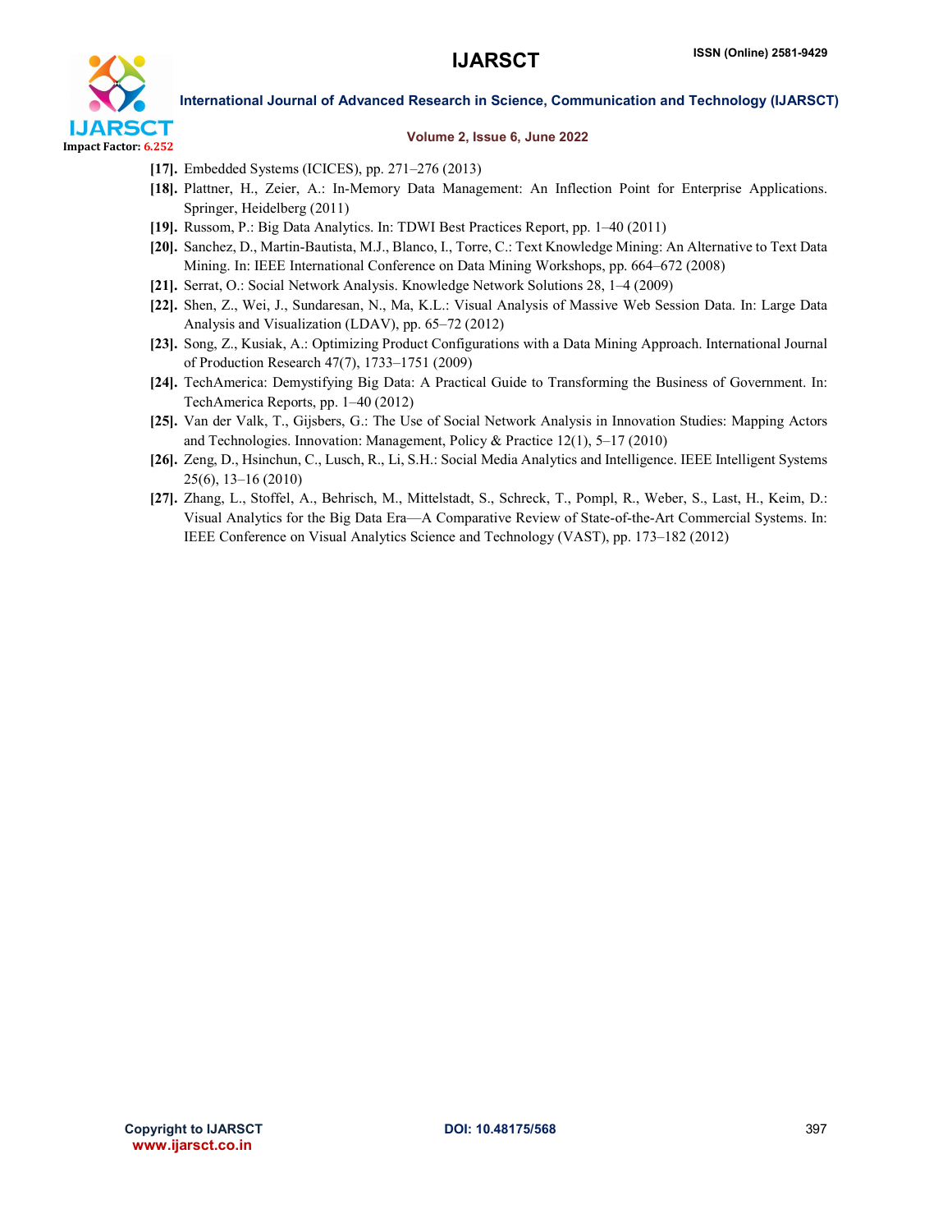**[17].** Embedded Systems (ICICES), pp. 271–276 (2013)

**[18].** Plattner, H., Zeier, A.: In-Memory Data Management: An Inflection Point for Enterprise Applications. Springer, Heidelberg (2011)

**[19].** Russom, P.: Big Data Analytics. In: TDWI Best Practices Report, pp. 1–40 (2011)

**[20].** Sanchez, D., Martin-Bautista, M.J., Blanco, I., Torre, C.: Text Knowledge Mining: An Alternative to Text Data Mining. In: IEEE International Conference on Data Mining Workshops, pp. 664–672 (2008)

**[21].** Serrat, O.: Social Network Analysis. Knowledge Network Solutions 28, 1–4 (2009)

**[22].** Shen, Z., Wei, J., Sundaresan, N., Ma, K.L.: Visual Analysis of Massive Web Session Data. In: Large Data Analysis and Visualization (LDAV), pp. 65–72 (2012)

**[23].** Song, Z., Kusiak, A.: Optimizing Product Configurations with a Data Mining Approach. International Journal of Production Research 47(7), 1733–1751 (2009)

**[24].** TechAmerica: Demystifying Big Data: A Practical Guide to Transforming the Business of Government. In: TechAmerica Reports, pp. 1–40 (2012)

**[25].** Van der Valk, T., Gijsbers, G.: The Use of Social Network Analysis in Innovation Studies: Mapping Actors and Technologies. Innovation: Management, Policy & Practice 12(1), 5–17 (2010)

**[26].** Zeng, D., Hsinchun, C., Lusch, R., Li, S.H.: Social Media Analytics and Intelligence. IEEE Intelligent Systems 25(6), 13–16 (2010)

**[27].** Zhang, L., Stoffel, A., Behrisch, M., Mittelstadt, S., Schreck, T., Pompl, R., Weber, S., Last, H., Keim, D.: Visual Analytics for the Big Data Era—A Comparative Review of State-of-the-Art Commercial Systems. In: IEEE Conference on Visual Analytics Science and Technology (VAST), pp. 173–182 (2012)